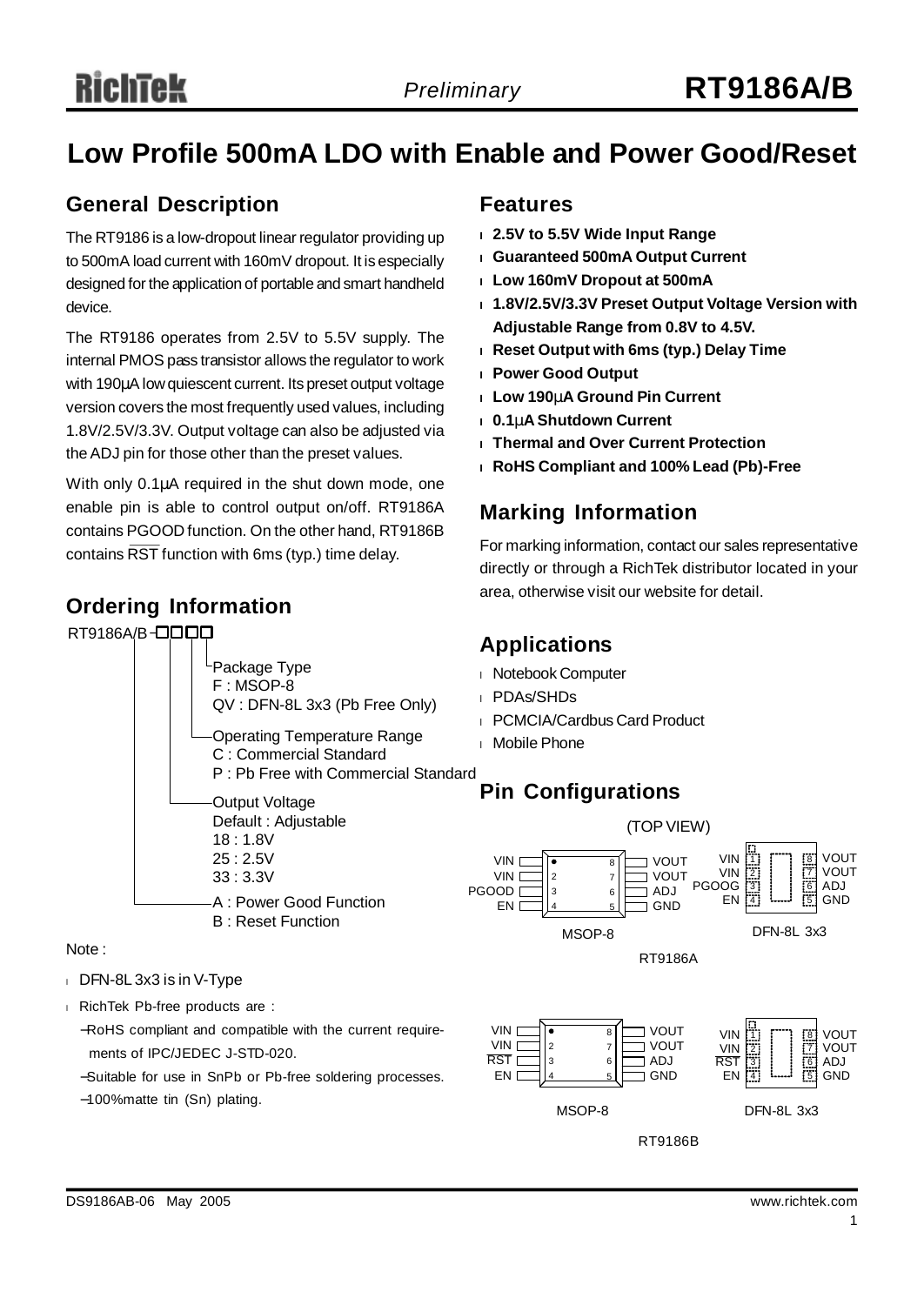# Low Profile 500mA LDO with Enable and Power Good/Reset

## General Description

The RT9186 is a low-dropout linear regulator providing up to 500mA load current with 160mV dropout. It is especially designed for the application of portable and smart handheld device.

The RT9186 operates from 2.5V to 5.5V supply. The internal PMOS pass transistor allows the regulator to work with 190μA low quiescent current. Its preset output voltage version covers the most frequently used values, including 1.8V/2.5V/3.3V. Output voltage can also be adjusted via the ADJ pin for those other than the preset values.

With only 0.1μA required in the shut down mode, one enable pin is able to control output on/off. RT9186A contains PGOOD function. On the other hand, RT9186B contains $\overline{RST}$ function with 6ms (typ.) time delay.

## Ordering Information

RT9186A/B-□□□□

- Package Type
  - F : MSOP-8
  - QV : DFN-8L 3x3 (Pb Free Only)
- Operating Temperature Range
  - C : Commercial Standard
  - P : Pb Free with Commercial Standard
- Output Voltage
  - Default : Adjustable
  - 18 : 1.8V
  - 25 : 2.5V
  - 33 : 3.3V
- A : Power Good Function
- B : Reset Function

Note :

- DFN-8L 3x3 is in V-Type
- RichTek Pb-free products are :
  - −RoHS compliant and compatible with the current requirements of IPC/JEDEC J-STD-020.
  - −Suitable for use in SnPb or Pb-free soldering processes.
  - −100%matte tin (Sn) plating.

## Features

- **2.5V to 5.5V Wide Input Range**
- **Guaranteed 500mA Output Current**
- **Low 160mV Dropout at 500mA**
- **1.8V/2.5V/3.3V Preset Output Voltage Version with Adjustable Range from 0.8V to 4.5V.**
- **Reset Output with 6ms (typ.) Delay Time**
- **Power Good Output**
- **Low 190μA Ground Pin Current**
- **0.1μA Shutdown Current**
- **Thermal and Over Current Protection**
- **RoHS Compliant and 100% Lead (Pb)-Free**

## Marking Information

For marking information, contact our sales representative directly or through a RichTek distributor located in your area, otherwise visit our website for detail.

## Applications

- Notebook Computer
- PDAs/SHDs
- PCMCIA/Cardbus Card Product
- Mobile Phone

## Pin Configurations

(TOP VIEW)

RT9186A

| Pin | MSOP-8 | DFN-8L 3x3 |
|---|---|---|
| 1 | VIN | VIN |
| 2 | VIN | VIN |
| 3 | PGOOD | PGOOG |
| 4 | EN | EN |
| 5 | GND | GND |
| 6 | ADJ | ADJ |
| 7 | VOUT | VOUT |
| 8 | VOUT | VOUT |

RT9186B

| Pin | MSOP-8 | DFN-8L 3x3 |
|---|---|---|
| 1 | VIN | VIN |
| 2 | VIN | VIN |
| 3 | $\overline{RST}$ | $\overline{RST}$ |
| 4 | EN | EN |
| 5 | GND | GND |
| 6 | ADJ | ADJ |
| 7 | VOUT | VOUT |
| 8 | VOUT | VOUT |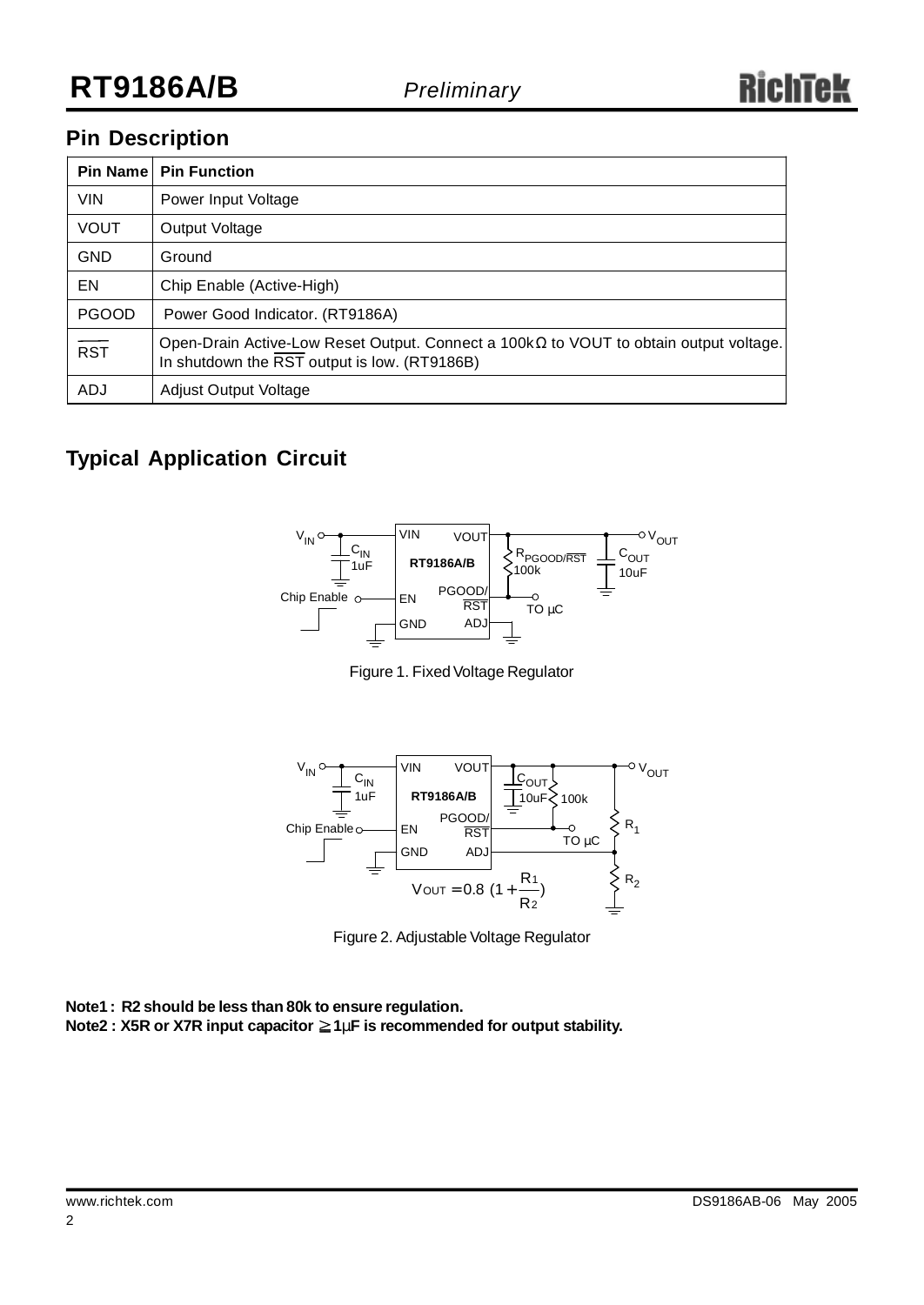## Pin Description

| Pin Name | Pin Function |
|---|---|
| VIN | Power Input Voltage |
| VOUT | Output Voltage |
| GND | Ground |
| EN | Chip Enable (Active-High) |
| PGOOD | Power Good Indicator. (RT9186A) |
| $\overline{RST}$ | Open-Drain Active-Low Reset Output. Connect a 100kΩ to VOUT to obtain output voltage. In shutdown the $\overline{RST}$ output is low. (RT9186B) |
| ADJ | Adjust Output Voltage |

## Typical Application Circuit

Figure 1. Fixed Voltage Regulator

$$V_{OUT} = 0.8\ (1 + \frac{R_1}{R_2})$$

Figure 2. Adjustable Voltage Regulator

**Note1 : R2 should be less than 80k to ensure regulation.**
**Note2 : X5R or X7R input capacitor ≧ 1μF is recommended for output stability.**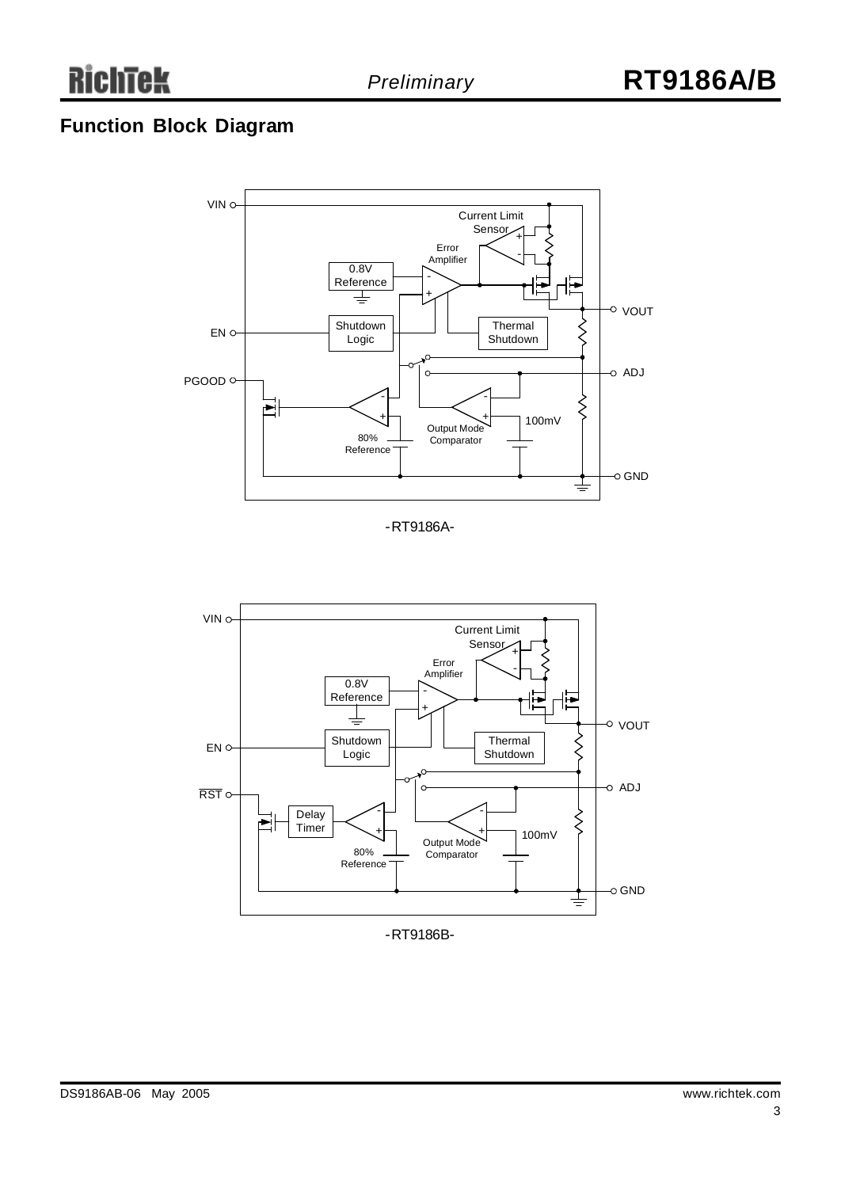## Function Block Diagram

VIN

Current Limit Sensor

Error Amplifier

0.8V Reference

VOUT

EN

Shutdown Logic

Thermal Shutdown

ADJ

PGOOD

80% Reference

Output Mode Comparator

100mV

GND

-RT9186A-

VIN

Current Limit Sensor

Error Amplifier

0.8V Reference

VOUT

EN

Shutdown Logic

Thermal Shutdown

ADJ

$\overline{RST}$

Delay Timer

80% Reference

Output Mode Comparator

100mV

GND

-RT9186B-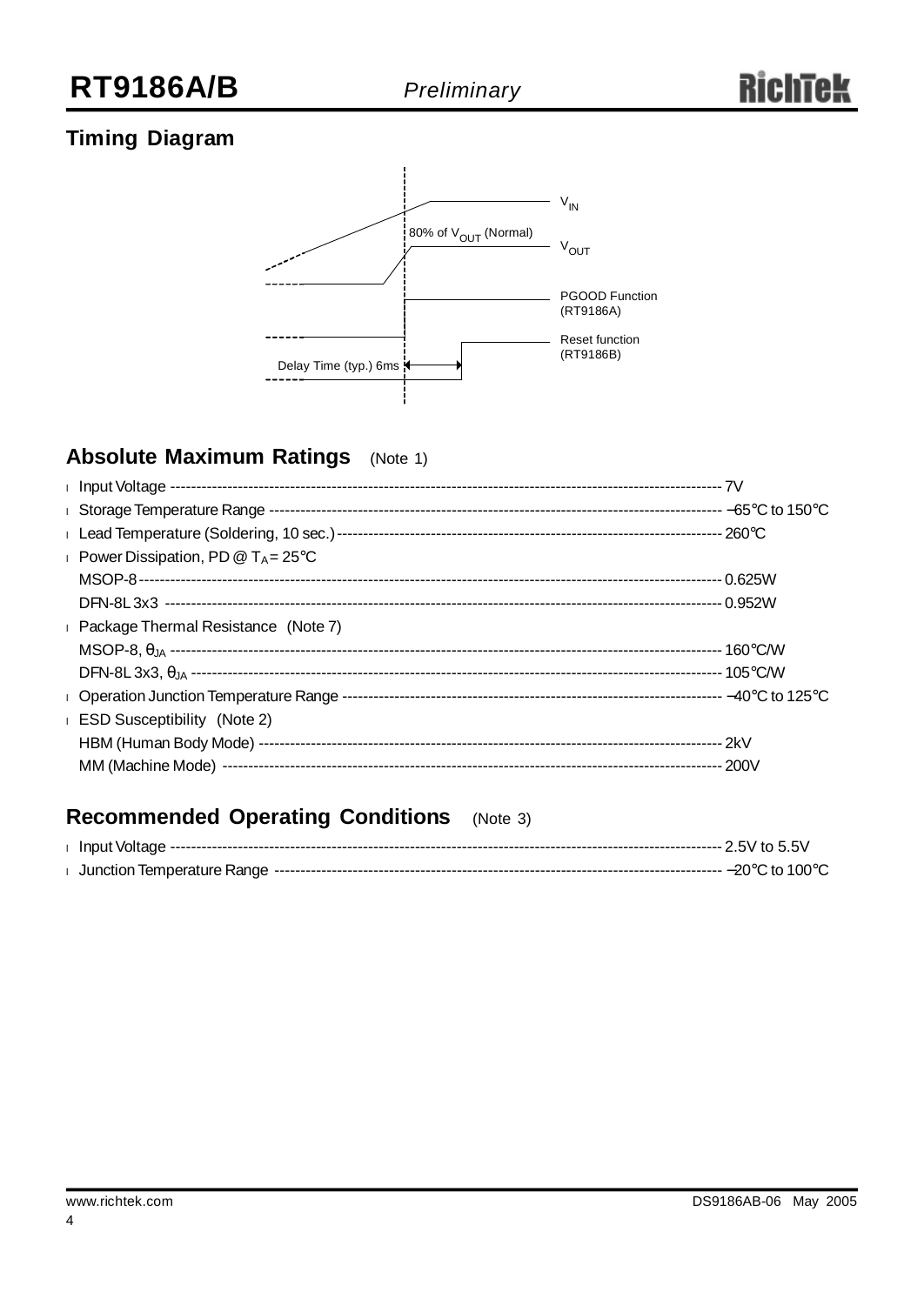## Timing Diagram

$V_{IN}$

80% of $V_{OUT}$ (Normal)

$V_{OUT}$

PGOOD Function (RT9186A)

Reset function (RT9186B)

Delay Time (typ.) 6ms

## Absolute Maximum Ratings (Note 1)

- Input Voltage ---------------------------------------------------------------------------------------------------------- 7V
- Storage Temperature Range ----------------------------------------------------------------------------------------- −65°C to 150°C
- Lead Temperature (Soldering, 10 sec.) ------------------------------------------------------------------------- 260°C
- Power Dissipation, PD @ $T_A$ = 25°C
  - MSOP-8 ---------------------------------------------------------------------------------------------------------- 0.625W
  - DFN-8L 3x3 ----------------------------------------------------------------------------------------------------- 0.952W
- Package Thermal Resistance (Note 7)
  - MSOP-8, $\theta_{JA}$ ------------------------------------------------------------------------------------------------- 160°C/W
  - DFN-8L 3x3, $\theta_{JA}$ ---------------------------------------------------------------------------------------------- 105°C/W
- Operation Junction Temperature Range ----------------------------------------------------------------------- −40°C to 125°C
- ESD Susceptibility (Note 2)
  - HBM (Human Body Mode) ---------------------------------------------------------------------------------------- 2kV
  - MM (Machine Mode) --------------------------------------------------------------------------------------------- 200V

## Recommended Operating Conditions (Note 3)

- Input Voltage ---------------------------------------------------------------------------------------------------------- 2.5V to 5.5V
- Junction Temperature Range ----------------------------------------------------------------------------------------- −20°C to 100°C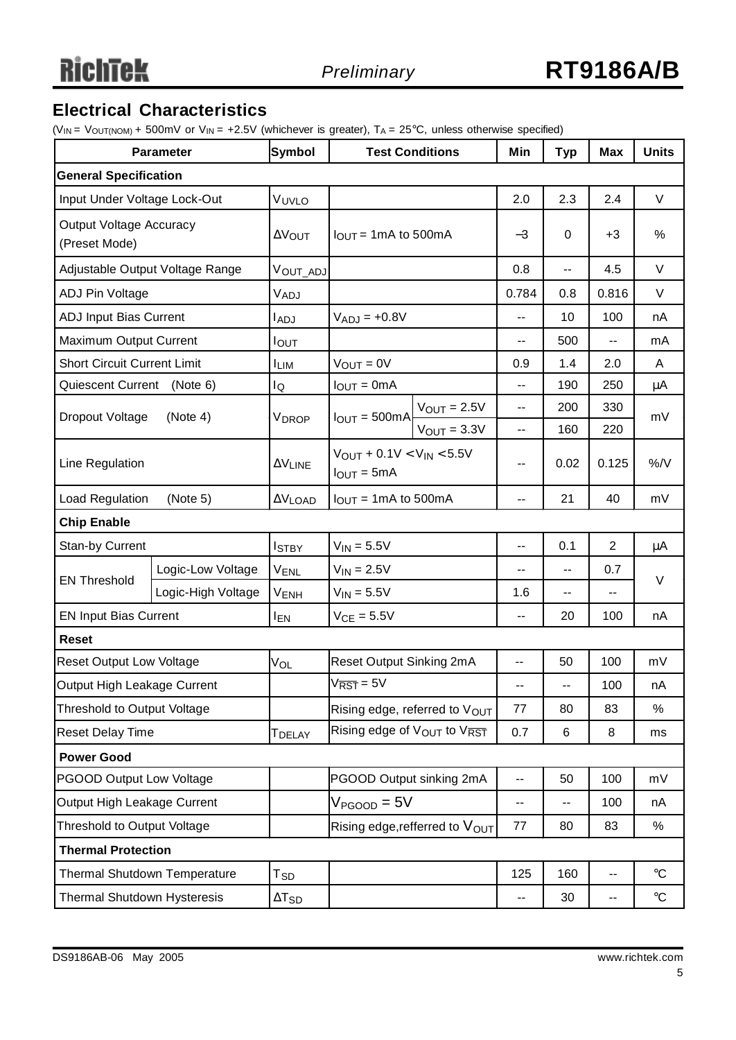## Electrical Characteristics

($V_{IN}$ = $V_{OUT(NOM)}$ + 500mV or $V_{IN}$ = +2.5V (whichever is greater), $T_A$ = 25°C, unless otherwise specified)

| Parameter | | Symbol | Test Conditions | | Min | Typ | Max | Units |
|---|---|---|---|---|---|---|---|---|
| **General Specification** | | | | | | | | |
| Input Under Voltage Lock-Out | | $V_{UVLO}$ | | | 2.0 | 2.3 | 2.4 | V |
| Output Voltage Accuracy (Preset Mode) | | $\Delta V_{OUT}$ | $I_{OUT}$ = 1mA to 500mA | | –3 | 0 | +3 | % |
| Adjustable Output Voltage Range | | $V_{OUT\_ADJ}$ | | | 0.8 | -- | 4.5 | V |
| ADJ Pin Voltage | | $V_{ADJ}$ | | | 0.784 | 0.8 | 0.816 | V |
| ADJ Input Bias Current | | $I_{ADJ}$ | $V_{ADJ}$ = +0.8V | | -- | 10 | 100 | nA |
| Maximum Output Current | | $I_{OUT}$ | | | -- | 500 | -- | mA |
| Short Circuit Current Limit | | $I_{LIM}$ | $V_{OUT}$ = 0V | | 0.9 | 1.4 | 2.0 | A |
| Quiescent Current (Note 6) | | $I_Q$ | $I_{OUT}$ = 0mA | | -- | 190 | 250 | μA |
| Dropout Voltage (Note 4) | | $V_{DROP}$ | $I_{OUT}$ = 500mA | $V_{OUT}$ = 2.5V | -- | 200 | 330 | mV |
| | | | | $V_{OUT}$ = 3.3V | -- | 160 | 220 | |
| Line Regulation | | $\Delta V_{LINE}$ | $V_{OUT}$ + 0.1V < $V_{IN}$ < 5.5V, $I_{OUT}$ = 5mA | | -- | 0.02 | 0.125 | %/V |
| Load Regulation (Note 5) | | $\Delta V_{LOAD}$ | $I_{OUT}$ = 1mA to 500mA | | -- | 21 | 40 | mV |
| **Chip Enable** | | | | | | | | |
| Stan-by Current | | $I_{STBY}$ | $V_{IN}$ = 5.5V | | -- | 0.1 | 2 | μA |
| EN Threshold | Logic-Low Voltage | $V_{ENL}$ | $V_{IN}$ = 2.5V | | -- | -- | 0.7 | V |
| | Logic-High Voltage | $V_{ENH}$ | $V_{IN}$ = 5.5V | | 1.6 | -- | -- | |
| EN Input Bias Current | | $I_{EN}$ | $V_{CE}$ = 5.5V | | -- | 20 | 100 | nA |
| **Reset** | | | | | | | | |
| Reset Output Low Voltage | | $V_{OL}$ | Reset Output Sinking 2mA | | -- | 50 | 100 | mV |
| Output High Leakage Current | | | $V_{\overline{RST}}$ = 5V | | -- | -- | 100 | nA |
| Threshold to Output Voltage | | | Rising edge, referred to $V_{OUT}$ | | 77 | 80 | 83 | % |
| Reset Delay Time | | $T_{DELAY}$ | Rising edge of $V_{OUT}$ to $V_{\overline{RST}}$ | | 0.7 | 6 | 8 | ms |
| **Power Good** | | | | | | | | |
| PGOOD Output Low Voltage | | | PGOOD Output sinking 2mA | | -- | 50 | 100 | mV |
| Output High Leakage Current | | | $V_{PGOOD}$ = 5V | | -- | -- | 100 | nA |
| Threshold to Output Voltage | | | Rising edge,refferred to $V_{OUT}$ | | 77 | 80 | 83 | % |
| **Thermal Protection** | | | | | | | | |
| Thermal Shutdown Temperature | | $T_{SD}$ | | | 125 | 160 | -- | °C |
| Thermal Shutdown Hysteresis | | $\Delta T_{SD}$ | | | -- | 30 | -- | °C |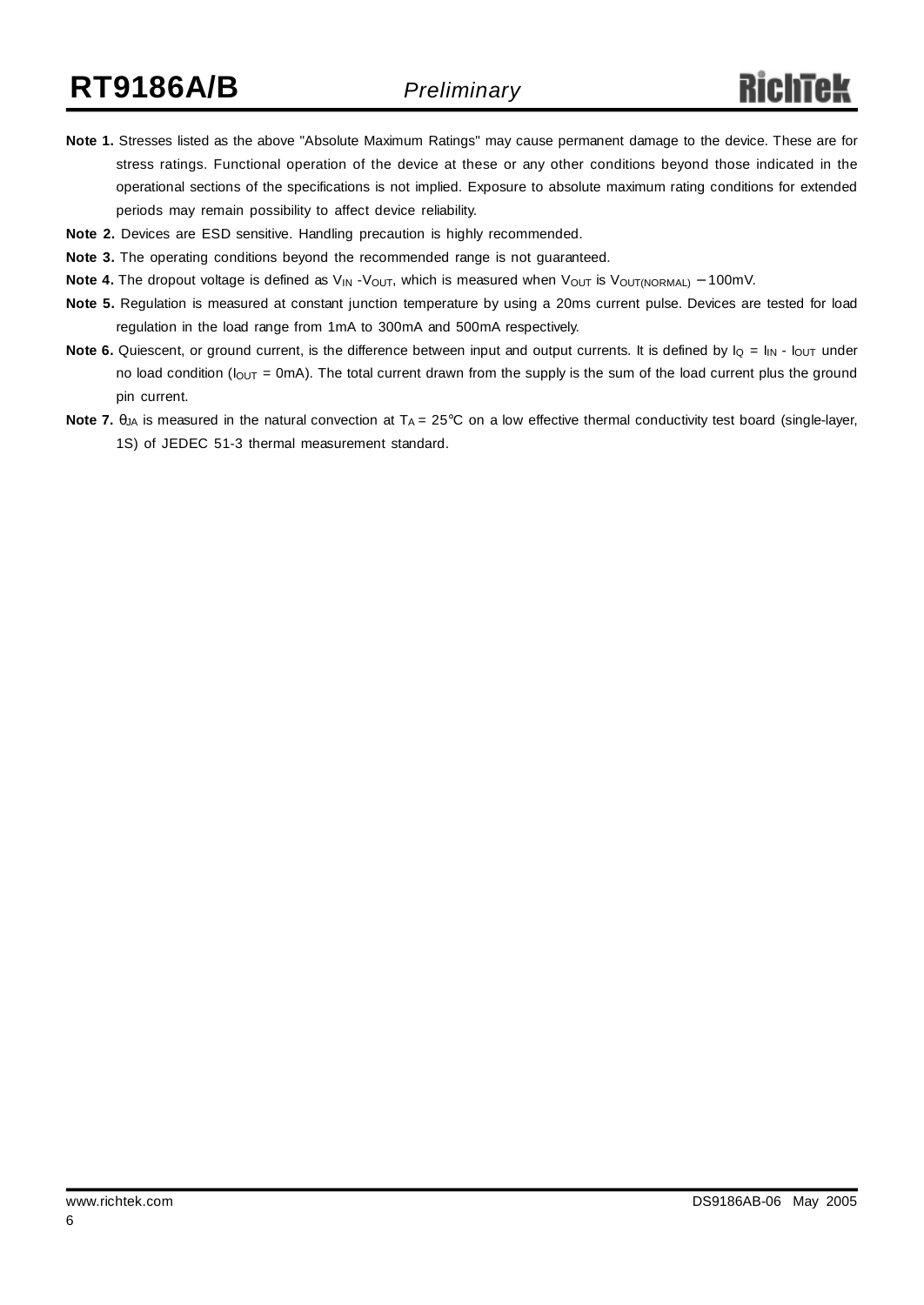**Note 1.** Stresses listed as the above "Absolute Maximum Ratings" may cause permanent damage to the device. These are for stress ratings. Functional operation of the device at these or any other conditions beyond those indicated in the operational sections of the specifications is not implied. Exposure to absolute maximum rating conditions for extended periods may remain possibility to affect device reliability.

**Note 2.** Devices are ESD sensitive. Handling precaution is highly recommended.

**Note 3.** The operating conditions beyond the recommended range is not guaranteed.

**Note 4.** The dropout voltage is defined as $V_{IN}$ -$V_{OUT}$, which is measured when $V_{OUT}$ is $V_{OUT(NORMAL)}$ − 100mV.

**Note 5.** Regulation is measured at constant junction temperature by using a 20ms current pulse. Devices are tested for load regulation in the load range from 1mA to 300mA and 500mA respectively.

**Note 6.** Quiescent, or ground current, is the difference between input and output currents. It is defined by $I_Q = I_{IN} - I_{OUT}$ under no load condition ($I_{OUT}$ = 0mA). The total current drawn from the supply is the sum of the load current plus the ground pin current.

**Note 7.** $\theta_{JA}$ is measured in the natural convection at $T_A$ = 25°C on a low effective thermal conductivity test board (single-layer, 1S) of JEDEC 51-3 thermal measurement standard.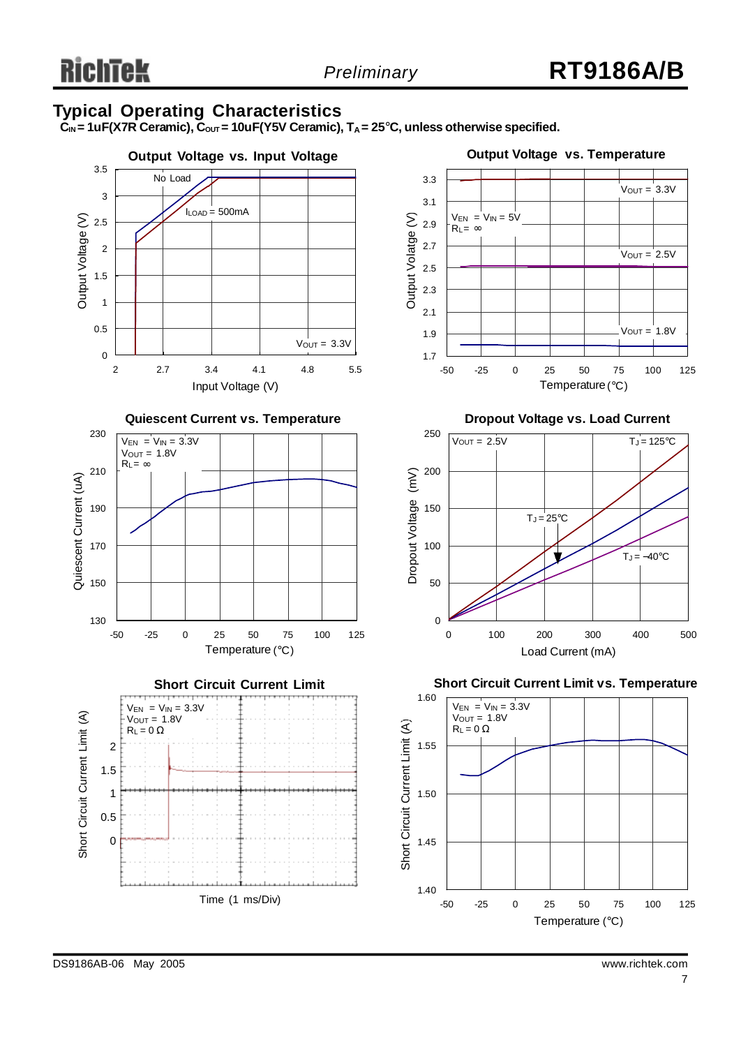## Typical Operating Characteristics

**$C_{IN}$ = 1uF(X7R Ceramic), $C_{OUT}$ = 10uF(Y5V Ceramic), $T_A$ = 25°C, unless otherwise specified.**

**Output Voltage vs. Input Voltage**

No Load
$I_{LOAD}$ = 500mA
$V_{OUT}$ = 3.3V

Output Voltage (V)
Input Voltage (V)

**Output Voltage vs. Temperature**

$V_{EN}$ = $V_{IN}$ = 5V
$R_L$ = ∞
$V_{OUT}$ = 3.3V
$V_{OUT}$ = 2.5V
$V_{OUT}$ = 1.8V

Output Voltage (V)
Temperature (°C)

**Quiescent Current vs. Temperature**

$V_{EN}$ = $V_{IN}$ = 3.3V
$V_{OUT}$ = 1.8V
$R_L$ = ∞

Quiescent Current (uA)
Temperature (°C)

**Dropout Voltage vs. Load Current**

$V_{OUT}$ = 2.5V
$T_J$ = 125°C
$T_J$ = 25°C
$T_J$ = –40°C

Dropout Voltage (mV)
Load Current (mA)

**Short Circuit Current Limit**

$V_{EN}$ = $V_{IN}$ = 3.3V
$V_{OUT}$ = 1.8V
$R_L$ = 0 Ω

Short Circuit Current Limit (A)
Time (1 ms/Div)

**Short Circuit Current Limit vs. Temperature**

$V_{EN}$ = $V_{IN}$ = 3.3V
$V_{OUT}$ = 1.8V
$R_L$ = 0 Ω

Short Circuit Current Limit (A)
Temperature (°C)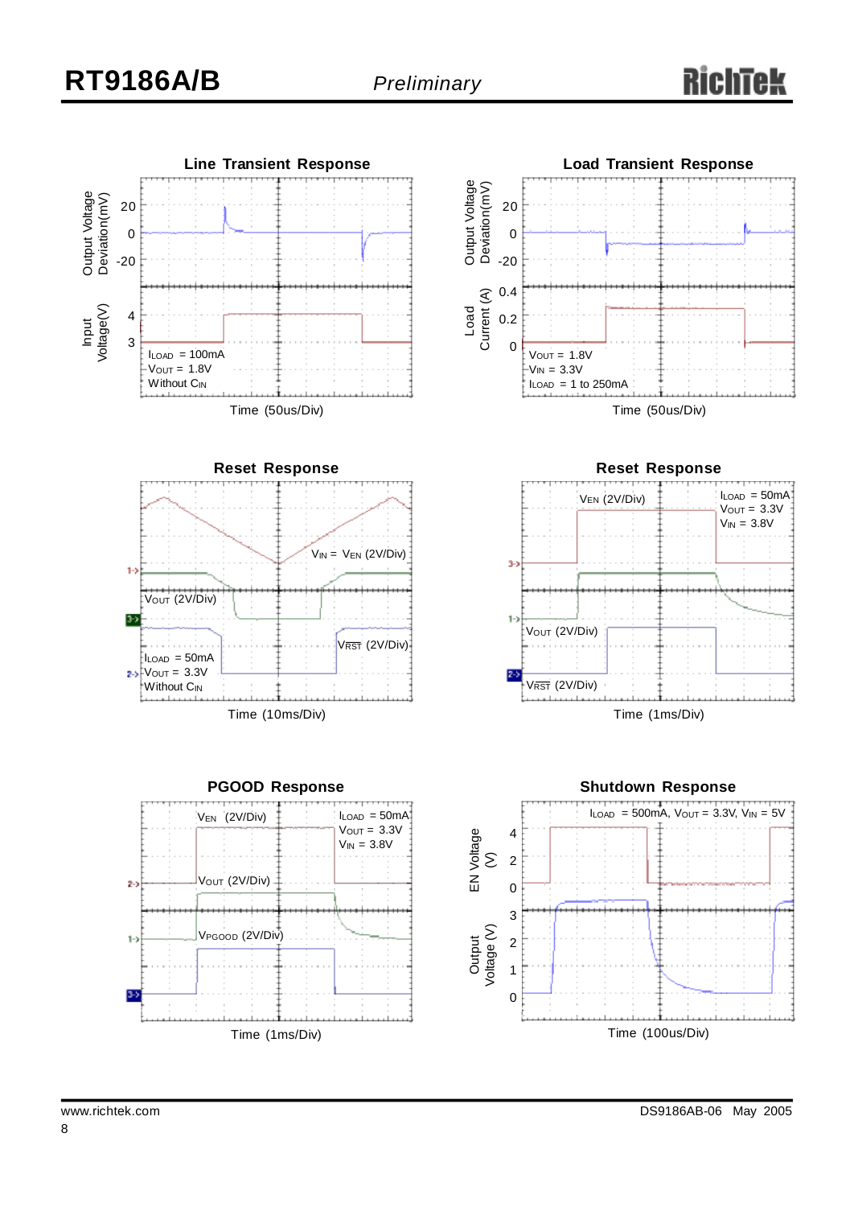**Line Transient Response**

Output Voltage Deviation(mV): 20, 0, -20

Input Voltage(V): 4, 3

$I_{LOAD}$ = 100mA
$V_{OUT}$ = 1.8V
Without $C_{IN}$

Time (50us/Div)

**Load Transient Response**

Output Voltage Deviation(mV): 20, 0, -20

Load Current (A): 0.4, 0.2, 0

$V_{OUT}$ = 1.8V
$V_{IN}$ = 3.3V
$I_{LOAD}$ = 1 to 250mA

Time (50us/Div)

**Reset Response**

$V_{IN}$ = $V_{EN}$ (2V/Div)

$V_{OUT}$ (2V/Div)

$V_{\overline{RST}}$ (2V/Div)

$I_{LOAD}$ = 50mA
$V_{OUT}$ = 3.3V
Without $C_{IN}$

Time (10ms/Div)

**Reset Response**

$V_{EN}$ (2V/Div)

$I_{LOAD}$ = 50mA
$V_{OUT}$ = 3.3V
$V_{IN}$ = 3.8V

$V_{OUT}$ (2V/Div)

$V_{\overline{RST}}$ (2V/Div)

Time (1ms/Div)

**PGOOD Response**

$V_{EN}$ (2V/Div)

$I_{LOAD}$ = 50mA
$V_{OUT}$ = 3.3V
$V_{IN}$ = 3.8V

$V_{OUT}$ (2V/Div)

$V_{PGOOD}$ (2V/Div)

Time (1ms/Div)

**Shutdown Response**

$I_{LOAD}$ = 500mA, $V_{OUT}$ = 3.3V, $V_{IN}$ = 5V

EN Voltage (V): 4, 2, 0

Output Voltage (V): 3, 2, 1, 0

Time (100us/Div)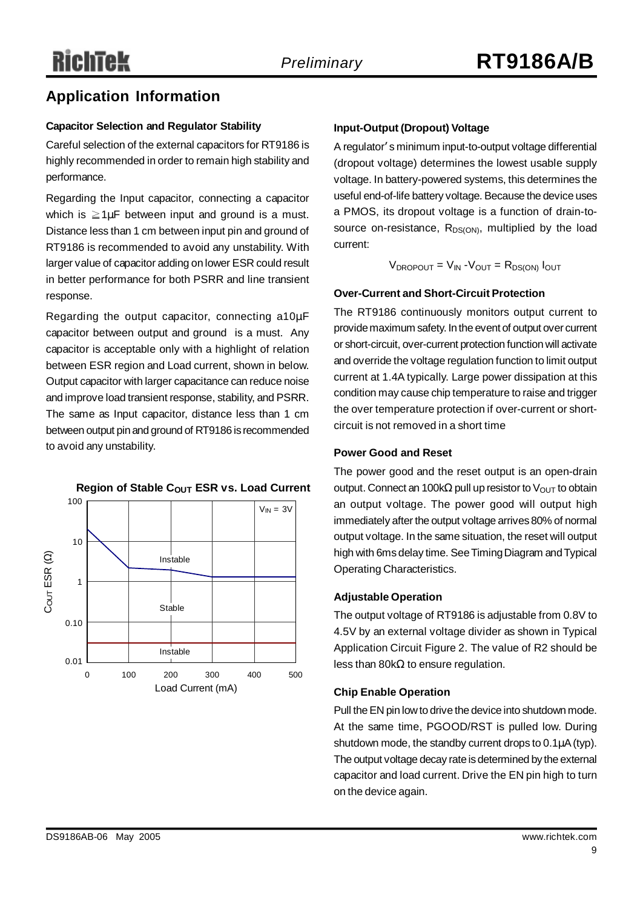## Application Information

### Capacitor Selection and Regulator Stability

Careful selection of the external capacitors for RT9186 is highly recommended in order to remain high stability and performance.

Regarding the Input capacitor, connecting a capacitor which is ≧1μF between input and ground is a must. Distance less than 1 cm between input pin and ground of RT9186 is recommended to avoid any unstability. With larger value of capacitor adding on lower ESR could result in better performance for both PSRR and line transient response.

Regarding the output capacitor, connecting a10μF capacitor between output and ground is a must. Any capacitor is acceptable only with a highlight of relation between ESR region and Load current, shown in below. Output capacitor with larger capacitance can reduce noise and improve load transient response, stability, and PSRR. The same as Input capacitor, distance less than 1 cm between output pin and ground of RT9186 is recommended to avoid any unstability.

**Region of Stable $C_{OUT}$ ESR vs. Load Current**

($V_{IN}$ = 3V; y-axis: $C_{OUT}$ ESR (Ω), 0.01 to 100; x-axis: Load Current (mA), 0 to 500; regions: Instable, Stable, Instable)

### Input-Output (Dropout) Voltage

A regulator's minimum input-to-output voltage differential (dropout voltage) determines the lowest usable supply voltage. In battery-powered systems, this determines the useful end-of-life battery voltage. Because the device uses a PMOS, its dropout voltage is a function of drain-to-source on-resistance, $R_{DS(ON)}$, multiplied by the load current:

$$V_{DROPOUT} = V_{IN} - V_{OUT} = R_{DS(ON)} I_{OUT}$$

### Over-Current and Short-Circuit Protection

The RT9186 continuously monitors output current to provide maximum safety. In the event of output over current or short-circuit, over-current protection function will activate and override the voltage regulation function to limit output current at 1.4A typically. Large power dissipation at this condition may cause chip temperature to raise and trigger the over temperature protection if over-current or short-circuit is not removed in a short time

### Power Good and Reset

The power good and the reset output is an open-drain output. Connect an 100kΩ pull up resistor to $V_{OUT}$ to obtain an output voltage. The power good will output high immediately after the output voltage arrives 80% of normal output voltage. In the same situation, the reset will output high with 6ms delay time. See Timing Diagram and Typical Operating Characteristics.

### Adjustable Operation

The output voltage of RT9186 is adjustable from 0.8V to 4.5V by an external voltage divider as shown in Typical Application Circuit Figure 2. The value of R2 should be less than 80kΩ to ensure regulation.

### Chip Enable Operation

Pull the EN pin low to drive the device into shutdown mode. At the same time, PGOOD/RST is pulled low. During shutdown mode, the standby current drops to 0.1μA (typ). The output voltage decay rate is determined by the external capacitor and load current. Drive the EN pin high to turn on the device again.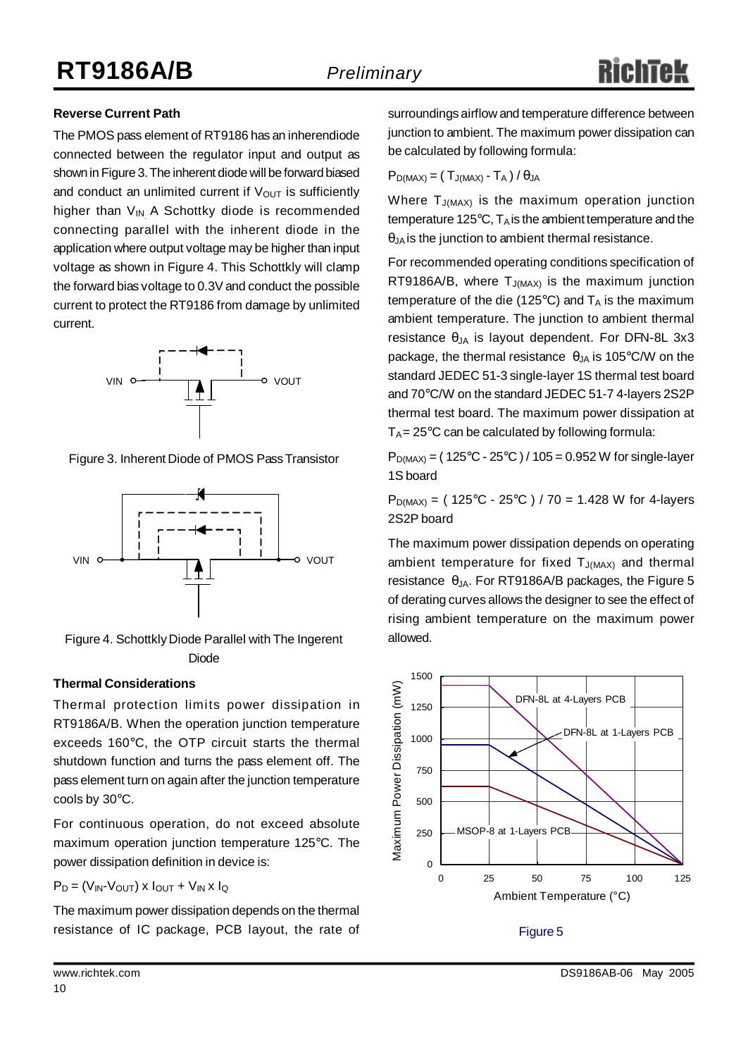### Reverse Current Path

The PMOS pass element of RT9186 has an inherendiode connected between the regulator input and output as shown in Figure 3. The inherent diode will be forward biased and conduct an unlimited current if $V_{OUT}$ is sufficiently higher than $V_{IN}$. A Schottky diode is recommended connecting parallel with the inherent diode in the application where output voltage may be higher than input voltage as shown in Figure 4. This Schottkly will clamp the forward bias voltage to 0.3V and conduct the possible current to protect the RT9186 from damage by unlimited current.

Figure 3. Inherent Diode of PMOS Pass Transistor

Figure 4. Schottkly Diode Parallel with The Ingerent Diode

### Thermal Considerations

Thermal protection limits power dissipation in RT9186A/B. When the operation junction temperature exceeds 160°C, the OTP circuit starts the thermal shutdown function and turns the pass element off. The pass element turn on again after the junction temperature cools by 30°C.

For continuous operation, do not exceed absolute maximum operation junction temperature 125°C. The power dissipation definition in device is:

$P_D = (V_{IN}-V_{OUT}) \times I_{OUT} + V_{IN} \times I_Q$

The maximum power dissipation depends on the thermal resistance of IC package, PCB layout, the rate of surroundings airflow and temperature difference between junction to ambient. The maximum power dissipation can be calculated by following formula:

$P_{D(MAX)} = ( T_{J(MAX)} - T_A ) / \theta_{JA}$

Where $T_{J(MAX)}$ is the maximum operation junction temperature 125°C, $T_A$ is the ambient temperature and the $\theta_{JA}$ is the junction to ambient thermal resistance.

For recommended operating conditions specification of RT9186A/B, where $T_{J(MAX)}$ is the maximum junction temperature of the die (125°C) and $T_A$ is the maximum ambient temperature. The junction to ambient thermal resistance $\theta_{JA}$ is layout dependent. For DFN-8L 3x3 package, the thermal resistance $\theta_{JA}$ is 105°C/W on the standard JEDEC 51-3 single-layer 1S thermal test board and 70°C/W on the standard JEDEC 51-7 4-layers 2S2P thermal test board. The maximum power dissipation at $T_A$ = 25°C can be calculated by following formula:

$P_{D(MAX)}$ = ( 125°C - 25°C ) / 105 = 0.952 W for single-layer 1S board

$P_{D(MAX)}$ = ( 125°C - 25°C ) / 70 = 1.428 W for 4-layers 2S2P board

The maximum power dissipation depends on operating ambient temperature for fixed $T_{J(MAX)}$ and thermal resistance $\theta_{JA}$. For RT9186A/B packages, the Figure 5 of derating curves allows the designer to see the effect of rising ambient temperature on the maximum power allowed.

Figure 5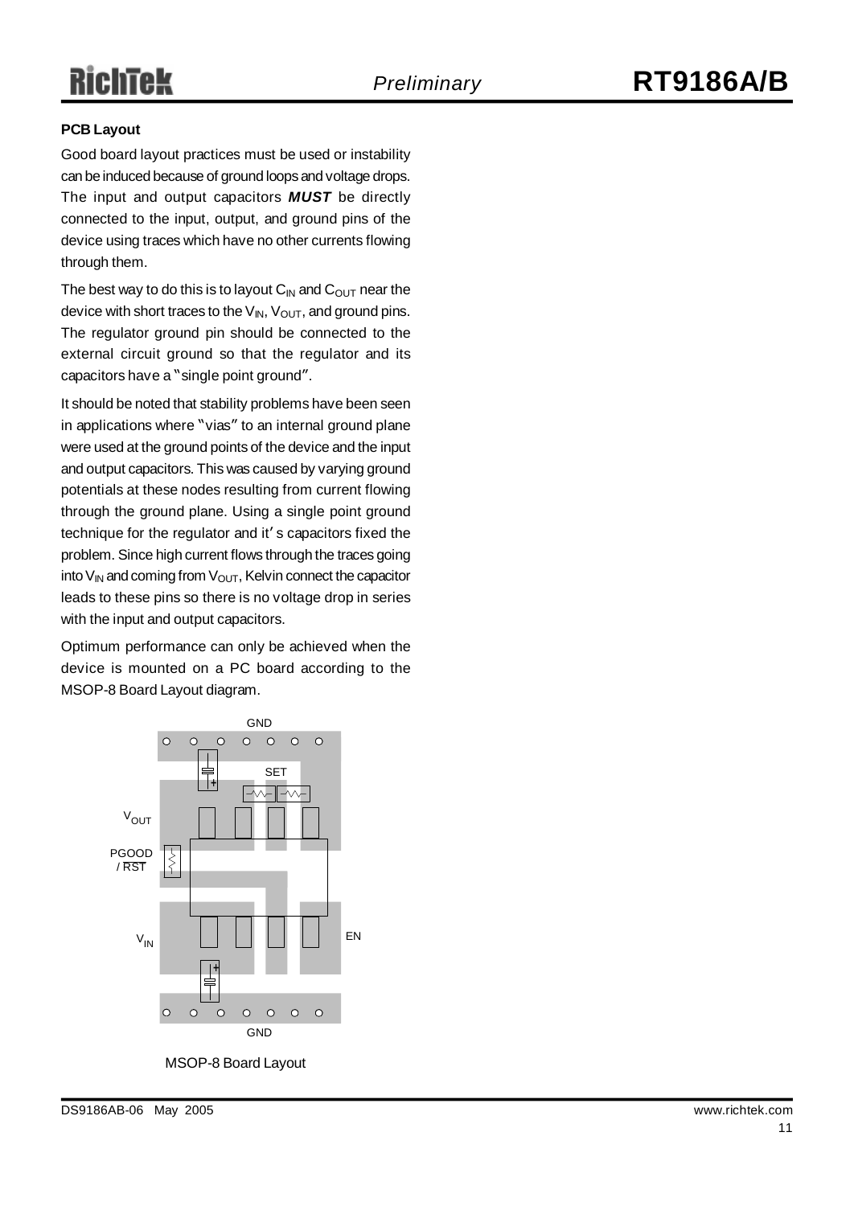### PCB Layout

Good board layout practices must be used or instability can be induced because of ground loops and voltage drops. The input and output capacitors ***MUST*** be directly connected to the input, output, and ground pins of the device using traces which have no other currents flowing through them.

The best way to do this is to layout $C_{IN}$ and $C_{OUT}$ near the device with short traces to the $V_{IN}$, $V_{OUT}$, and ground pins. The regulator ground pin should be connected to the external circuit ground so that the regulator and its capacitors have a "single point ground".

It should be noted that stability problems have been seen in applications where "vias" to an internal ground plane were used at the ground points of the device and the input and output capacitors. This was caused by varying ground potentials at these nodes resulting from current flowing through the ground plane. Using a single point ground technique for the regulator and it's capacitors fixed the problem. Since high current flows through the traces going into $V_{IN}$ and coming from $V_{OUT}$, Kelvin connect the capacitor leads to these pins so there is no voltage drop in series with the input and output capacitors.

Optimum performance can only be achieved when the device is mounted on a PC board according to the MSOP-8 Board Layout diagram.

GND

SET

$V_{OUT}$

PGOOD / $\overline{RST}$

$V_{IN}$

EN

GND

MSOP-8 Board Layout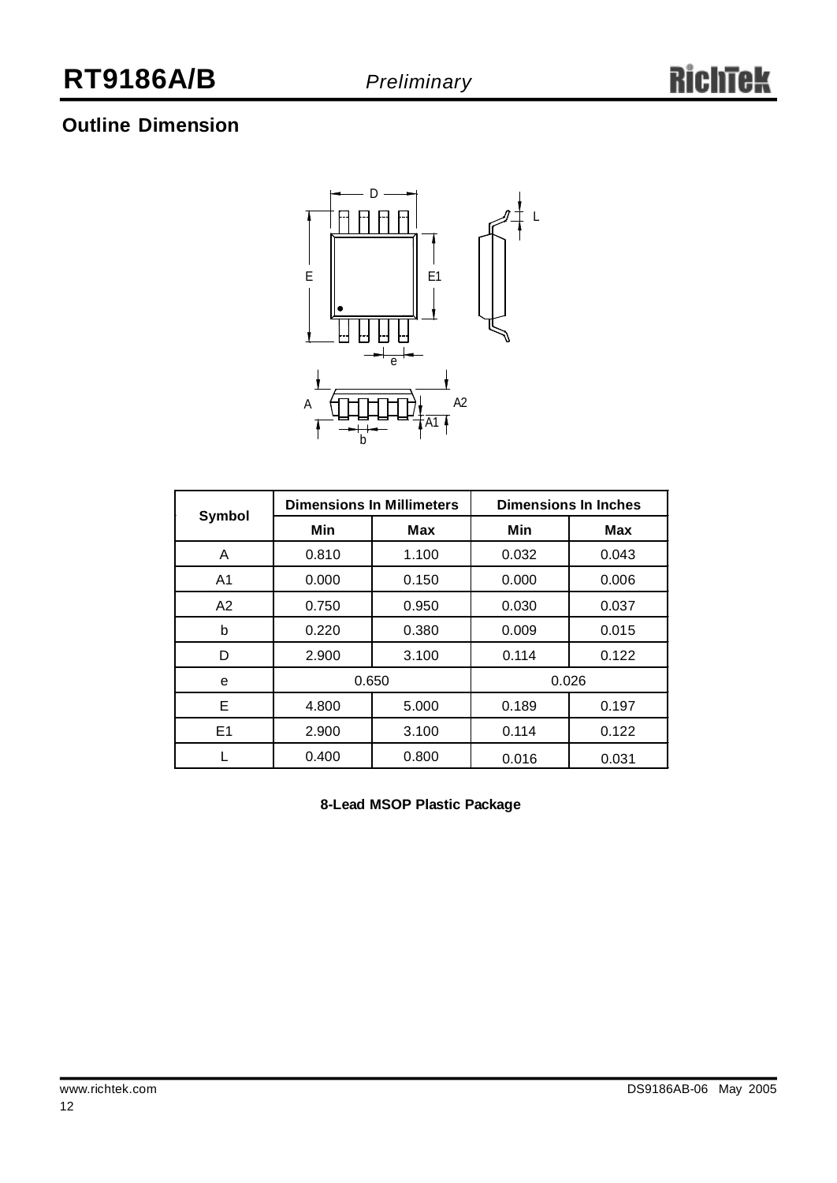## Outline Dimension

| Symbol | Dimensions In Millimeters | | Dimensions In Inches | |
|---|---|---|---|---|
| | Min | Max | Min | Max |
| A | 0.810 | 1.100 | 0.032 | 0.043 |
| A1 | 0.000 | 0.150 | 0.000 | 0.006 |
| A2 | 0.750 | 0.950 | 0.030 | 0.037 |
| b | 0.220 | 0.380 | 0.009 | 0.015 |
| D | 2.900 | 3.100 | 0.114 | 0.122 |
| e | 0.650 | | 0.026 | |
| E | 4.800 | 5.000 | 0.189 | 0.197 |
| E1 | 2.900 | 3.100 | 0.114 | 0.122 |
| L | 0.400 | 0.800 | 0.016 | 0.031 |

**8-Lead MSOP Plastic Package**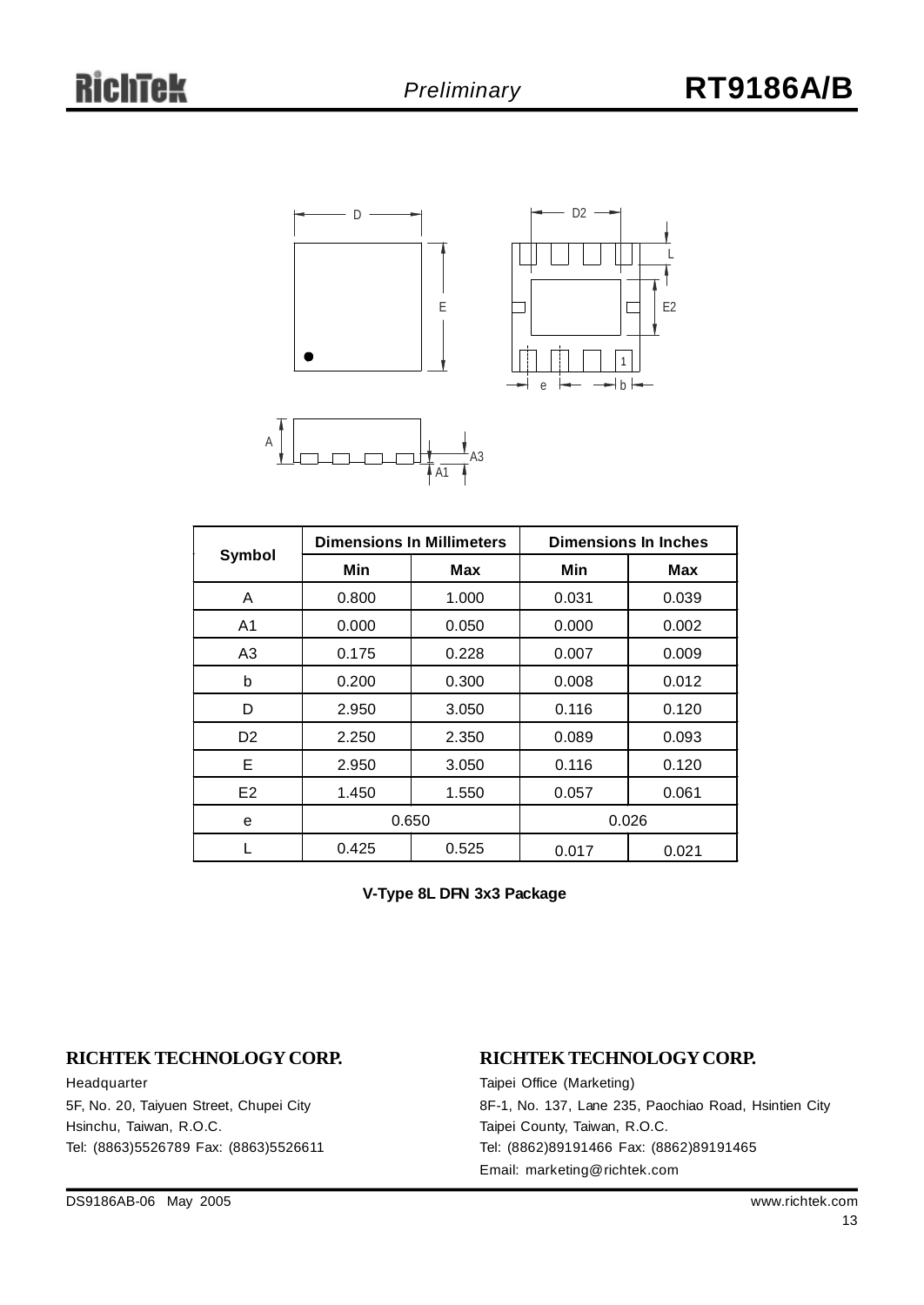D

E

D2

L

E2

1

e

b

A

A3

A1

| Symbol | Dimensions In Millimeters | | Dimensions In Inches | |
|---|---|---|---|---|
| | Min | Max | Min | Max |
| A | 0.800 | 1.000 | 0.031 | 0.039 |
| A1 | 0.000 | 0.050 | 0.000 | 0.002 |
| A3 | 0.175 | 0.228 | 0.007 | 0.009 |
| b | 0.200 | 0.300 | 0.008 | 0.012 |
| D | 2.950 | 3.050 | 0.116 | 0.120 |
| D2 | 2.250 | 2.350 | 0.089 | 0.093 |
| E | 2.950 | 3.050 | 0.116 | 0.120 |
| E2 | 1.450 | 1.550 | 0.057 | 0.061 |
| e | 0.650 | | 0.026 | |
| L | 0.425 | 0.525 | 0.017 | 0.021 |

**V-Type 8L DFN 3x3 Package**

**RICHTEK TECHNOLOGY CORP.**

Headquarter
5F, No. 20, Taiyuen Street, Chupei City
Hsinchu, Taiwan, R.O.C.
Tel: (8863)5526789 Fax: (8863)5526611

**RICHTEK TECHNOLOGY CORP.**

Taipei Office (Marketing)
8F-1, No. 137, Lane 235, Paochiao Road, Hsintien City
Taipei County, Taiwan, R.O.C.
Tel: (8862)89191466 Fax: (8862)89191465
Email: marketing@richtek.com